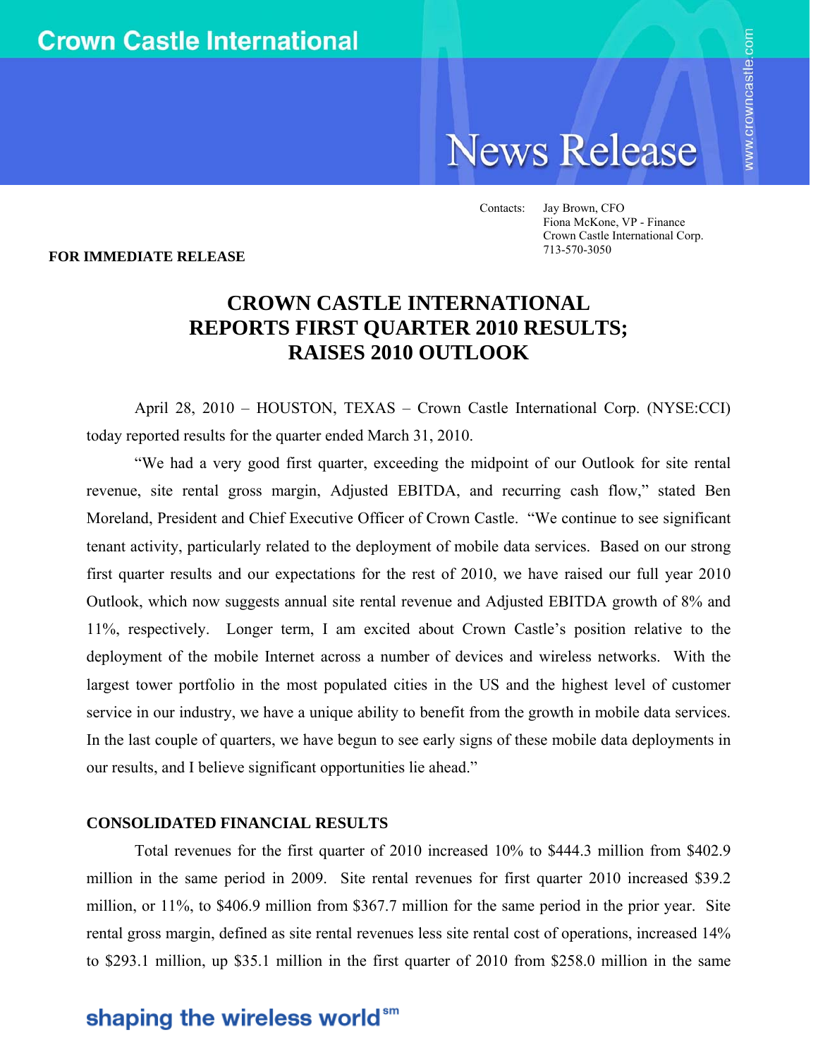Crown Castle International

# News Release

Contacts: Jay Brown, CFO
Fiona McKone, VP - Finance
Crown Castle International Corp.
713-570-3050

**FOR IMMEDIATE RELEASE**

# CROWN CASTLE INTERNATIONAL REPORTS FIRST QUARTER 2010 RESULTS; RAISES 2010 OUTLOOK

April 28, 2010 – HOUSTON, TEXAS – Crown Castle International Corp. (NYSE:CCI) today reported results for the quarter ended March 31, 2010.

"We had a very good first quarter, exceeding the midpoint of our Outlook for site rental revenue, site rental gross margin, Adjusted EBITDA, and recurring cash flow," stated Ben Moreland, President and Chief Executive Officer of Crown Castle. "We continue to see significant tenant activity, particularly related to the deployment of mobile data services. Based on our strong first quarter results and our expectations for the rest of 2010, we have raised our full year 2010 Outlook, which now suggests annual site rental revenue and Adjusted EBITDA growth of 8% and 11%, respectively. Longer term, I am excited about Crown Castle's position relative to the deployment of the mobile Internet across a number of devices and wireless networks. With the largest tower portfolio in the most populated cities in the US and the highest level of customer service in our industry, we have a unique ability to benefit from the growth in mobile data services. In the last couple of quarters, we have begun to see early signs of these mobile data deployments in our results, and I believe significant opportunities lie ahead."

## CONSOLIDATED FINANCIAL RESULTS

Total revenues for the first quarter of 2010 increased 10% to $444.3 million from $402.9 million in the same period in 2009. Site rental revenues for first quarter 2010 increased $39.2 million, or 11%, to $406.9 million from $367.7 million for the same period in the prior year. Site rental gross margin, defined as site rental revenues less site rental cost of operations, increased 14% to $293.1 million, up $35.1 million in the first quarter of 2010 from $258.0 million in the same

shaping the wireless world[sm]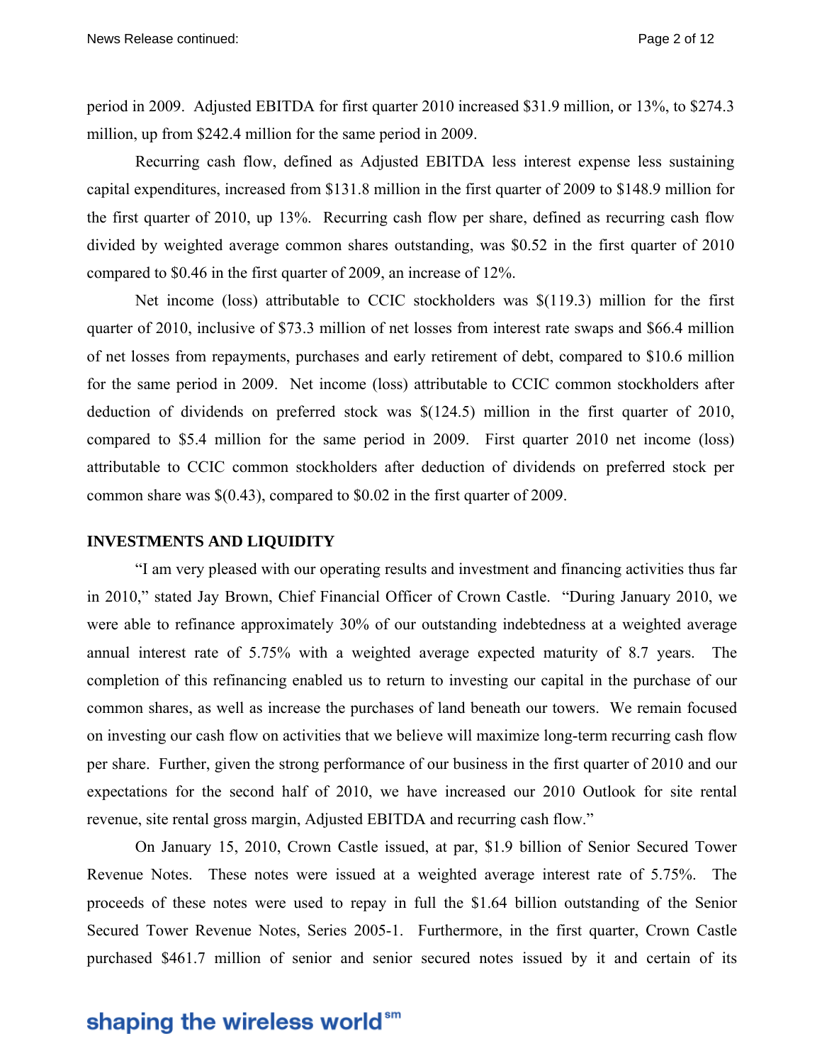period in 2009. Adjusted EBITDA for first quarter 2010 increased $31.9 million, or 13%, to $274.3 million, up from $242.4 million for the same period in 2009.

Recurring cash flow, defined as Adjusted EBITDA less interest expense less sustaining capital expenditures, increased from $131.8 million in the first quarter of 2009 to $148.9 million for the first quarter of 2010, up 13%. Recurring cash flow per share, defined as recurring cash flow divided by weighted average common shares outstanding, was $0.52 in the first quarter of 2010 compared to $0.46 in the first quarter of 2009, an increase of 12%.

Net income (loss) attributable to CCIC stockholders was $(119.3) million for the first quarter of 2010, inclusive of $73.3 million of net losses from interest rate swaps and $66.4 million of net losses from repayments, purchases and early retirement of debt, compared to $10.6 million for the same period in 2009. Net income (loss) attributable to CCIC common stockholders after deduction of dividends on preferred stock was $(124.5) million in the first quarter of 2010, compared to $5.4 million for the same period in 2009. First quarter 2010 net income (loss) attributable to CCIC common stockholders after deduction of dividends on preferred stock per common share was $(0.43), compared to $0.02 in the first quarter of 2009.

**INVESTMENTS AND LIQUIDITY**

"I am very pleased with our operating results and investment and financing activities thus far in 2010," stated Jay Brown, Chief Financial Officer of Crown Castle. "During January 2010, we were able to refinance approximately 30% of our outstanding indebtedness at a weighted average annual interest rate of 5.75% with a weighted average expected maturity of 8.7 years. The completion of this refinancing enabled us to return to investing our capital in the purchase of our common shares, as well as increase the purchases of land beneath our towers. We remain focused on investing our cash flow on activities that we believe will maximize long-term recurring cash flow per share. Further, given the strong performance of our business in the first quarter of 2010 and our expectations for the second half of 2010, we have increased our 2010 Outlook for site rental revenue, site rental gross margin, Adjusted EBITDA and recurring cash flow."

On January 15, 2010, Crown Castle issued, at par, $1.9 billion of Senior Secured Tower Revenue Notes. These notes were issued at a weighted average interest rate of 5.75%. The proceeds of these notes were used to repay in full the $1.64 billion outstanding of the Senior Secured Tower Revenue Notes, Series 2005-1. Furthermore, in the first quarter, Crown Castle purchased $461.7 million of senior and senior secured notes issued by it and certain of its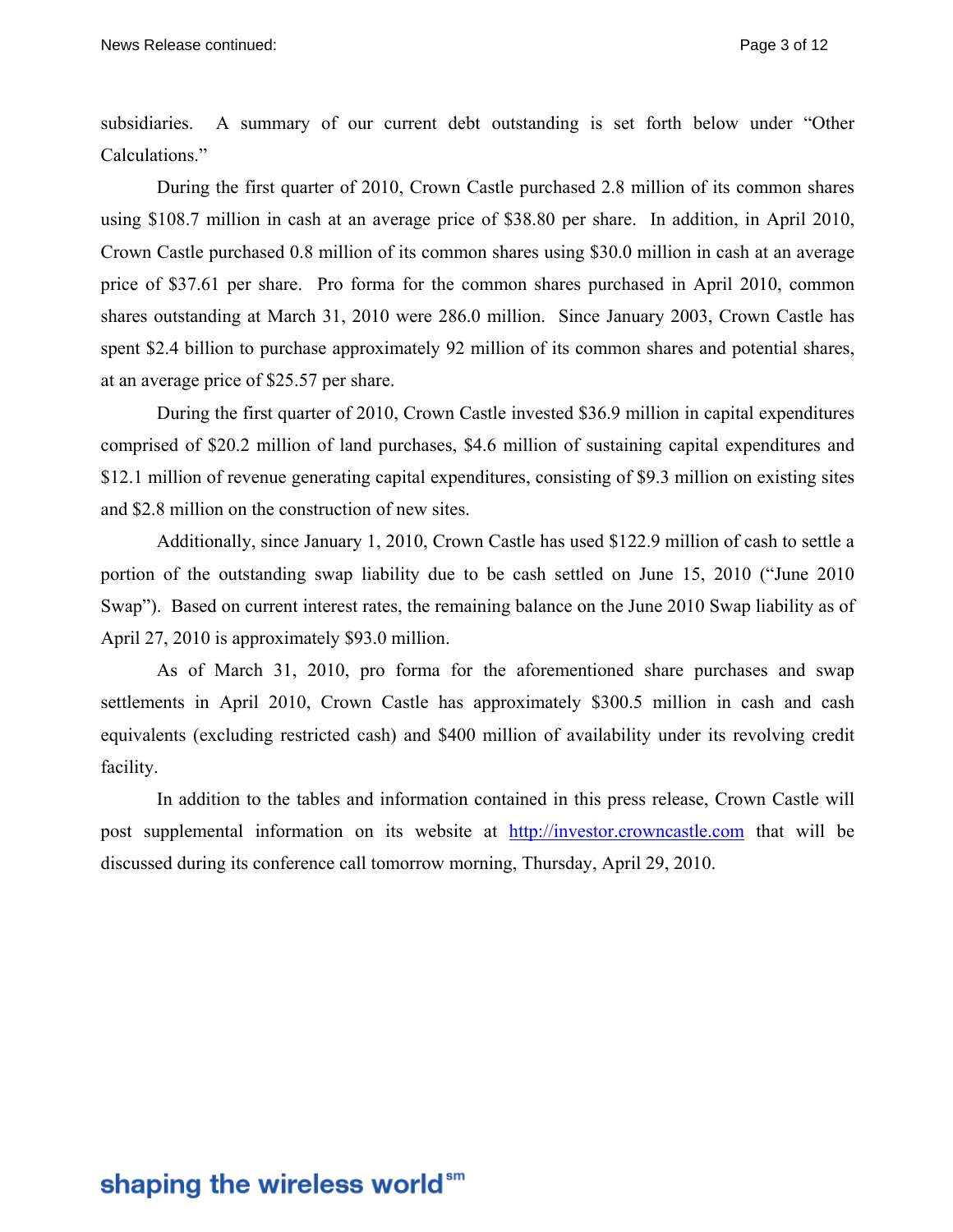subsidiaries. A summary of our current debt outstanding is set forth below under "Other Calculations."

During the first quarter of 2010, Crown Castle purchased 2.8 million of its common shares using $108.7 million in cash at an average price of $38.80 per share. In addition, in April 2010, Crown Castle purchased 0.8 million of its common shares using $30.0 million in cash at an average price of $37.61 per share. Pro forma for the common shares purchased in April 2010, common shares outstanding at March 31, 2010 were 286.0 million. Since January 2003, Crown Castle has spent $2.4 billion to purchase approximately 92 million of its common shares and potential shares, at an average price of $25.57 per share.

During the first quarter of 2010, Crown Castle invested $36.9 million in capital expenditures comprised of $20.2 million of land purchases, $4.6 million of sustaining capital expenditures and $12.1 million of revenue generating capital expenditures, consisting of $9.3 million on existing sites and $2.8 million on the construction of new sites.

Additionally, since January 1, 2010, Crown Castle has used $122.9 million of cash to settle a portion of the outstanding swap liability due to be cash settled on June 15, 2010 ("June 2010 Swap"). Based on current interest rates, the remaining balance on the June 2010 Swap liability as of April 27, 2010 is approximately $93.0 million.

As of March 31, 2010, pro forma for the aforementioned share purchases and swap settlements in April 2010, Crown Castle has approximately $300.5 million in cash and cash equivalents (excluding restricted cash) and $400 million of availability under its revolving credit facility.

In addition to the tables and information contained in this press release, Crown Castle will post supplemental information on its website at http://investor.crowncastle.com that will be discussed during its conference call tomorrow morning, Thursday, April 29, 2010.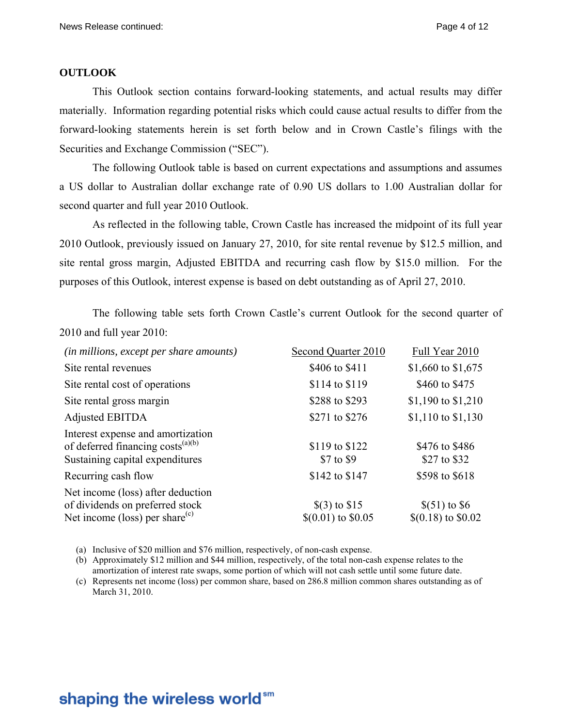## OUTLOOK

This Outlook section contains forward-looking statements, and actual results may differ materially. Information regarding potential risks which could cause actual results to differ from the forward-looking statements herein is set forth below and in Crown Castle's filings with the Securities and Exchange Commission ("SEC").

The following Outlook table is based on current expectations and assumptions and assumes a US dollar to Australian dollar exchange rate of 0.90 US dollars to 1.00 Australian dollar for second quarter and full year 2010 Outlook.

As reflected in the following table, Crown Castle has increased the midpoint of its full year 2010 Outlook, previously issued on January 27, 2010, for site rental revenue by $12.5 million, and site rental gross margin, Adjusted EBITDA and recurring cash flow by $15.0 million. For the purposes of this Outlook, interest expense is based on debt outstanding as of April 27, 2010.

The following table sets forth Crown Castle's current Outlook for the second quarter of 2010 and full year 2010:

| *(in millions, except per share amounts)* | Second Quarter 2010 | Full Year 2010 |
|---|---|---|
| Site rental revenues | $406 to $411 | $1,660 to $1,675 |
| Site rental cost of operations | $114 to $119 | $460 to $475 |
| Site rental gross margin | $288 to $293 | $1,190 to $1,210 |
| Adjusted EBITDA | $271 to $276 | $1,110 to $1,130 |
| Interest expense and amortization of deferred financing costs[(a)(b)] | $119 to $122 | $476 to $486 |
| Sustaining capital expenditures | $7 to $9 | $27 to $32 |
| Recurring cash flow | $142 to $147 | $598 to $618 |
| Net income (loss) after deduction of dividends on preferred stock | $(3) to $15 | $(51) to $6 |
| Net income (loss) per share[(c)] | $(0.01) to $0.05 | $(0.18) to $0.02 |

(a) Inclusive of $20 million and $76 million, respectively, of non-cash expense.
(b) Approximately $12 million and $44 million, respectively, of the total non-cash expense relates to the amortization of interest rate swaps, some portion of which will not cash settle until some future date.
(c) Represents net income (loss) per common share, based on 286.8 million common shares outstanding as of March 31, 2010.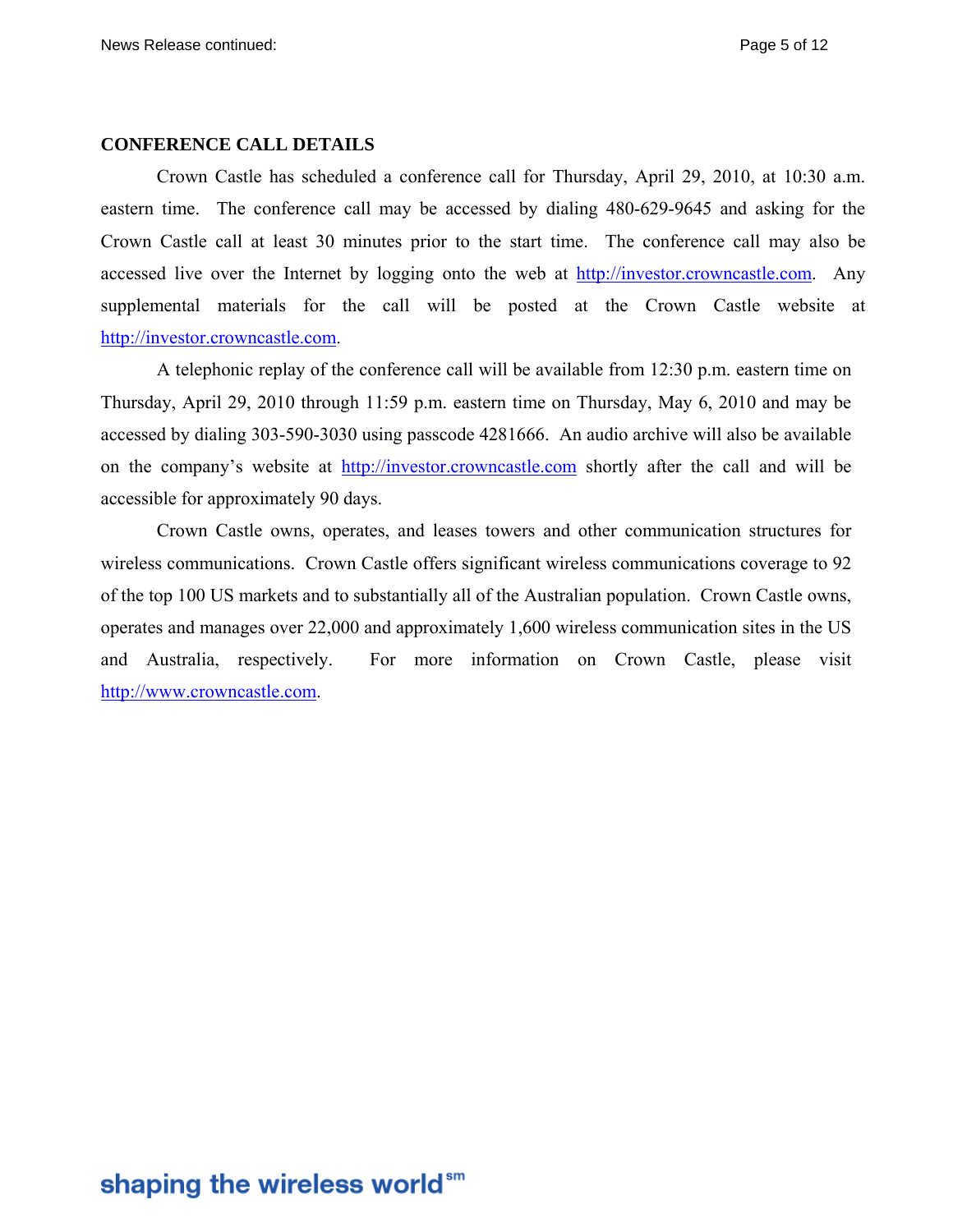**CONFERENCE CALL DETAILS**

Crown Castle has scheduled a conference call for Thursday, April 29, 2010, at 10:30 a.m. eastern time. The conference call may be accessed by dialing 480-629-9645 and asking for the Crown Castle call at least 30 minutes prior to the start time. The conference call may also be accessed live over the Internet by logging onto the web at http://investor.crowncastle.com. Any supplemental materials for the call will be posted at the Crown Castle website at http://investor.crowncastle.com.

A telephonic replay of the conference call will be available from 12:30 p.m. eastern time on Thursday, April 29, 2010 through 11:59 p.m. eastern time on Thursday, May 6, 2010 and may be accessed by dialing 303-590-3030 using passcode 4281666. An audio archive will also be available on the company's website at http://investor.crowncastle.com shortly after the call and will be accessible for approximately 90 days.

Crown Castle owns, operates, and leases towers and other communication structures for wireless communications. Crown Castle offers significant wireless communications coverage to 92 of the top 100 US markets and to substantially all of the Australian population. Crown Castle owns, operates and manages over 22,000 and approximately 1,600 wireless communication sites in the US and Australia, respectively. For more information on Crown Castle, please visit http://www.crowncastle.com.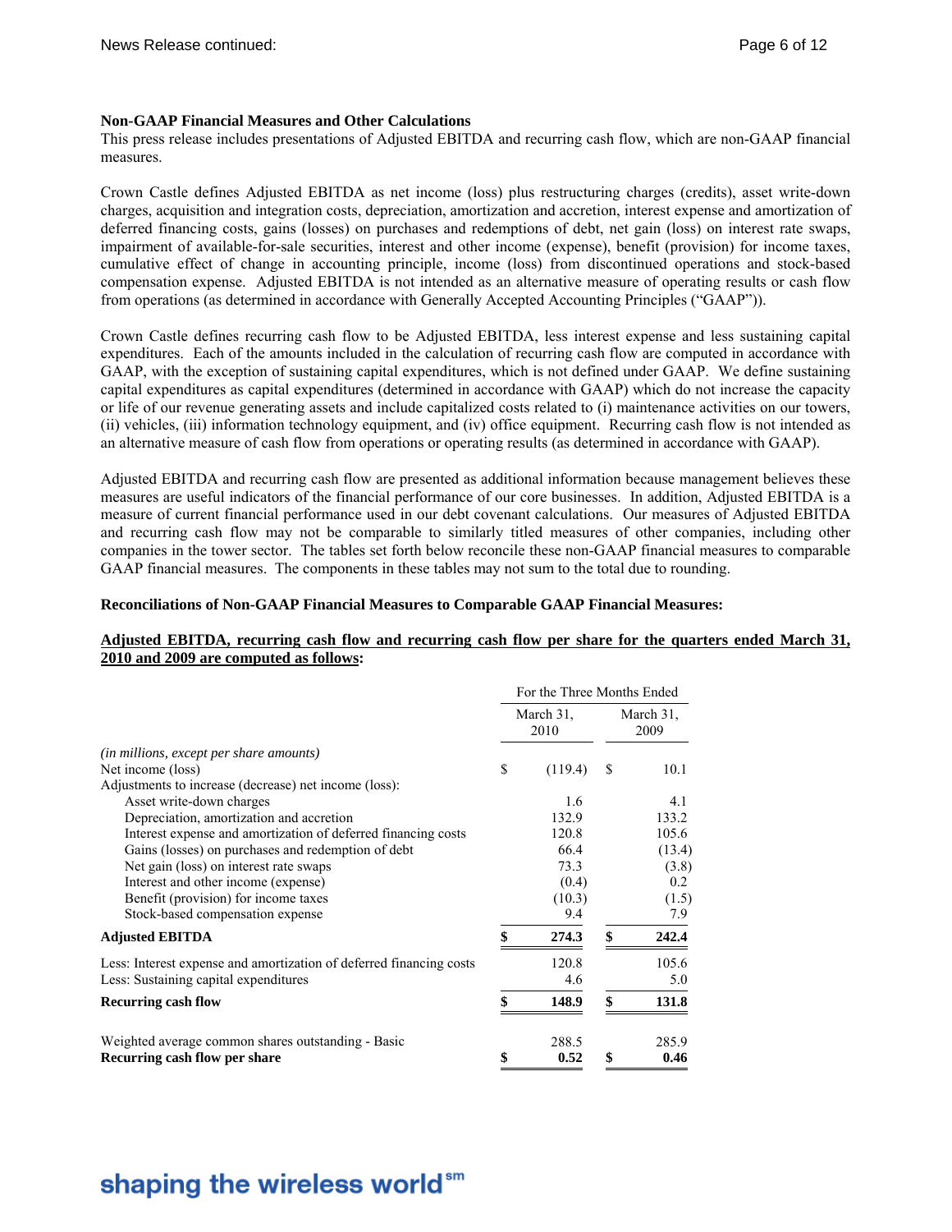**Non-GAAP Financial Measures and Other Calculations**

This press release includes presentations of Adjusted EBITDA and recurring cash flow, which are non-GAAP financial measures.

Crown Castle defines Adjusted EBITDA as net income (loss) plus restructuring charges (credits), asset write-down charges, acquisition and integration costs, depreciation, amortization and accretion, interest expense and amortization of deferred financing costs, gains (losses) on purchases and redemptions of debt, net gain (loss) on interest rate swaps, impairment of available-for-sale securities, interest and other income (expense), benefit (provision) for income taxes, cumulative effect of change in accounting principle, income (loss) from discontinued operations and stock-based compensation expense. Adjusted EBITDA is not intended as an alternative measure of operating results or cash flow from operations (as determined in accordance with Generally Accepted Accounting Principles ("GAAP")).

Crown Castle defines recurring cash flow to be Adjusted EBITDA, less interest expense and less sustaining capital expenditures. Each of the amounts included in the calculation of recurring cash flow are computed in accordance with GAAP, with the exception of sustaining capital expenditures, which is not defined under GAAP. We define sustaining capital expenditures as capital expenditures (determined in accordance with GAAP) which do not increase the capacity or life of our revenue generating assets and include capitalized costs related to (i) maintenance activities on our towers, (ii) vehicles, (iii) information technology equipment, and (iv) office equipment. Recurring cash flow is not intended as an alternative measure of cash flow from operations or operating results (as determined in accordance with GAAP).

Adjusted EBITDA and recurring cash flow are presented as additional information because management believes these measures are useful indicators of the financial performance of our core businesses. In addition, Adjusted EBITDA is a measure of current financial performance used in our debt covenant calculations. Our measures of Adjusted EBITDA and recurring cash flow may not be comparable to similarly titled measures of other companies, including other companies in the tower sector. The tables set forth below reconcile these non-GAAP financial measures to comparable GAAP financial measures. The components in these tables may not sum to the total due to rounding.

**Reconciliations of Non-GAAP Financial Measures to Comparable GAAP Financial Measures:**

**Adjusted EBITDA, recurring cash flow and recurring cash flow per share for the quarters ended March 31, 2010 and 2009 are computed as follows:**

| | For the Three Months Ended | |
|---|---|---|
| | March 31, 2010 | March 31, 2009 |
| *(in millions, except per share amounts)* | | |
| Net income (loss) | $ (119.4) | $ 10.1 |
| Adjustments to increase (decrease) net income (loss): | | |
| Asset write-down charges | 1.6 | 4.1 |
| Depreciation, amortization and accretion | 132.9 | 133.2 |
| Interest expense and amortization of deferred financing costs | 120.8 | 105.6 |
| Gains (losses) on purchases and redemption of debt | 66.4 | (13.4) |
| Net gain (loss) on interest rate swaps | 73.3 | (3.8) |
| Interest and other income (expense) | (0.4) | 0.2 |
| Benefit (provision) for income taxes | (10.3) | (1.5) |
| Stock-based compensation expense | 9.4 | 7.9 |
| **Adjusted EBITDA** | **$ 274.3** | **$ 242.4** |
| Less: Interest expense and amortization of deferred financing costs | 120.8 | 105.6 |
| Less: Sustaining capital expenditures | 4.6 | 5.0 |
| **Recurring cash flow** | **$ 148.9** | **$ 131.8** |
| Weighted average common shares outstanding - Basic | 288.5 | 285.9 |
| **Recurring cash flow per share** | **$ 0.52** | **$ 0.46** |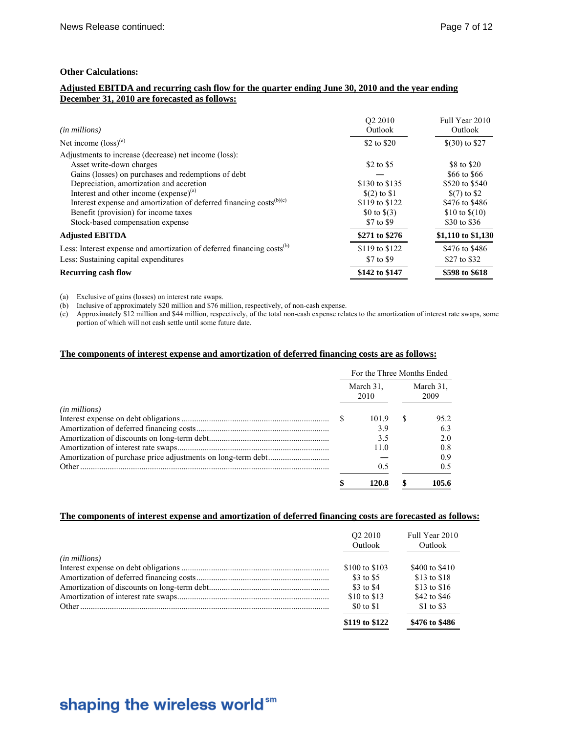**Other Calculations:**

**Adjusted EBITDA and recurring cash flow for the quarter ending June 30, 2010 and the year ending December 31, 2010 are forecasted as follows:**

| *(in millions)* | Q2 2010 Outlook | Full Year 2010 Outlook |
|---|---|---|
| Net income (loss)[(a)] | \$2 to \$20 | \$(30) to \$27 |
| Adjustments to increase (decrease) net income (loss): | | |
| Asset write-down charges | \$2 to \$5 | \$8 to \$20 |
| Gains (losses) on purchases and redemptions of debt | — | \$66 to \$66 |
| Depreciation, amortization and accretion | \$130 to \$135 | \$520 to \$540 |
| Interest and other income (expense)[(a)] | \$(2) to \$1 | \$(7) to \$2 |
| Interest expense and amortization of deferred financing costs[(b)(c)] | \$119 to \$122 | \$476 to \$486 |
| Benefit (provision) for income taxes | \$0 to \$(3) | \$10 to \$(10) |
| Stock-based compensation expense | \$7 to \$9 | \$30 to \$36 |
| **Adjusted EBITDA** | **\$271 to \$276** | **\$1,110 to \$1,130** |
| Less: Interest expense and amortization of deferred financing costs[(b)] | \$119 to \$122 | \$476 to \$486 |
| Less: Sustaining capital expenditures | \$7 to \$9 | \$27 to \$32 |
| **Recurring cash flow** | **\$142 to \$147** | **\$598 to \$618** |

(a) Exclusive of gains (losses) on interest rate swaps.

(b) Inclusive of approximately \$20 million and \$76 million, respectively, of non-cash expense.

(c) Approximately \$12 million and \$44 million, respectively, of the total non-cash expense relates to the amortization of interest rate swaps, some portion of which will not cash settle until some future date.

**The components of interest expense and amortization of deferred financing costs are as follows:**

| | For the Three Months Ended | |
|---|---|---|
| *(in millions)* | March 31, 2010 | March 31, 2009 |
| Interest expense on debt obligations | \$ 101.9 | \$ 95.2 |
| Amortization of deferred financing costs | 3.9 | 6.3 |
| Amortization of discounts on long-term debt | 3.5 | 2.0 |
| Amortization of interest rate swaps | 11.0 | 0.8 |
| Amortization of purchase price adjustments on long-term debt | — | 0.9 |
| Other | 0.5 | 0.5 |
| | **\$ 120.8** | **\$ 105.6** |

**The components of interest expense and amortization of deferred financing costs are forecasted as follows:**

| *(in millions)* | Q2 2010 Outlook | Full Year 2010 Outlook |
|---|---|---|
| Interest expense on debt obligations | \$100 to \$103 | \$400 to \$410 |
| Amortization of deferred financing costs | \$3 to \$5 | \$13 to \$18 |
| Amortization of discounts on long-term debt | \$3 to \$4 | \$13 to \$16 |
| Amortization of interest rate swaps | \$10 to \$13 | \$42 to \$46 |
| Other | \$0 to \$1 | \$1 to \$3 |
| | **\$119 to \$122** | **\$476 to \$486** |

**shaping the wireless world**[sm]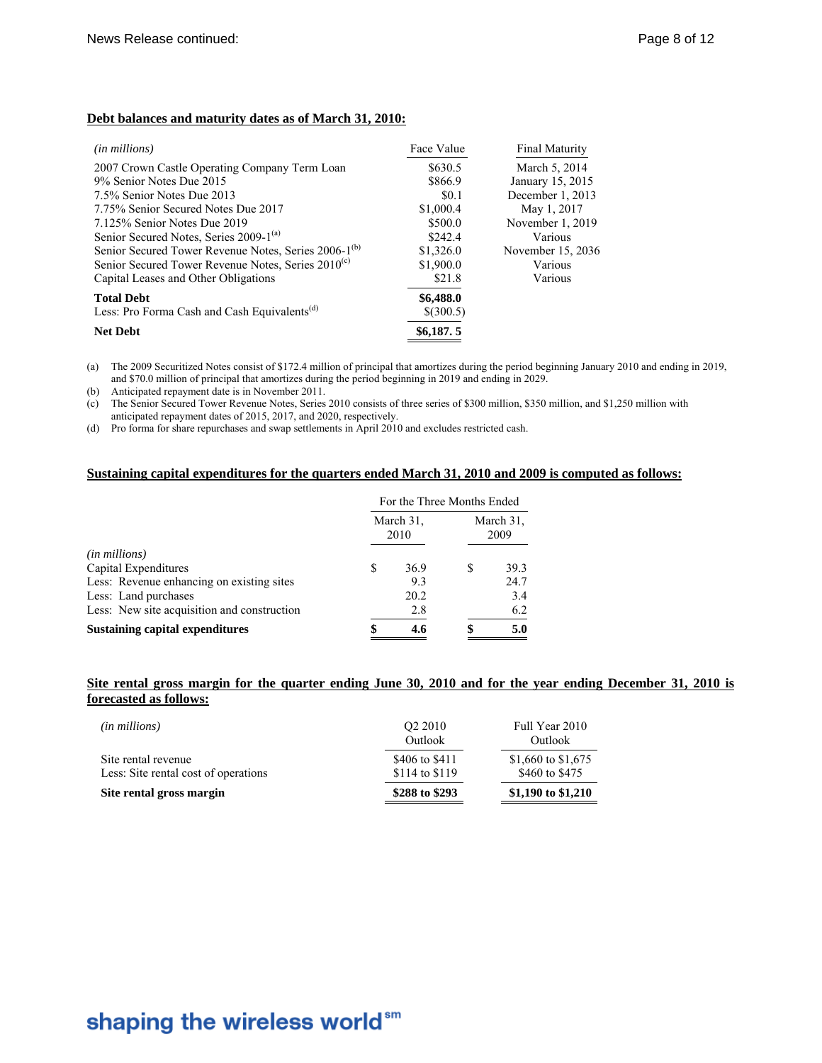**Debt balances and maturity dates as of March 31, 2010:**

| *(in millions)* | Face Value | Final Maturity |
|---|---|---|
| 2007 Crown Castle Operating Company Term Loan | $630.5 | March 5, 2014 |
| 9% Senior Notes Due 2015 | $866.9 | January 15, 2015 |
| 7.5% Senior Notes Due 2013 | $0.1 | December 1, 2013 |
| 7.75% Senior Secured Notes Due 2017 | $1,000.4 | May 1, 2017 |
| 7.125% Senior Notes Due 2019 | $500.0 | November 1, 2019 |
| Senior Secured Notes, Series 2009-1[(a)] | $242.4 | Various |
| Senior Secured Tower Revenue Notes, Series 2006-1[(b)] | $1,326.0 | November 15, 2036 |
| Senior Secured Tower Revenue Notes, Series 2010[(c)] | $1,900.0 | Various |
| Capital Leases and Other Obligations | $21.8 | Various |
| **Total Debt** | **$6,488.0** | |
| Less: Pro Forma Cash and Cash Equivalents[(d)] | $(300.5) | |
| **Net Debt** | **$6,187. 5** | |

(a) The 2009 Securitized Notes consist of $172.4 million of principal that amortizes during the period beginning January 2010 and ending in 2019, and $70.0 million of principal that amortizes during the period beginning in 2019 and ending in 2029.
(b) Anticipated repayment date is in November 2011.
(c) The Senior Secured Tower Revenue Notes, Series 2010 consists of three series of $300 million, $350 million, and $1,250 million with anticipated repayment dates of 2015, 2017, and 2020, respectively.
(d) Pro forma for share repurchases and swap settlements in April 2010 and excludes restricted cash.

**Sustaining capital expenditures for the quarters ended March 31, 2010 and 2009 is computed as follows:**

| | For the Three Months Ended | |
|---|---|---|
| | March 31, 2010 | March 31, 2009 |
| *(in millions)* | | |
| Capital Expenditures | $ 36.9 | $ 39.3 |
| Less: Revenue enhancing on existing sites | 9.3 | 24.7 |
| Less: Land purchases | 20.2 | 3.4 |
| Less: New site acquisition and construction | 2.8 | 6.2 |
| **Sustaining capital expenditures** | **$ 4.6** | **$ 5.0** |

**Site rental gross margin for the quarter ending June 30, 2010 and for the year ending December 31, 2010 is forecasted as follows:**

| *(in millions)* | Q2 2010 Outlook | Full Year 2010 Outlook |
|---|---|---|
| Site rental revenue | $406 to $411 | $1,660 to $1,675 |
| Less: Site rental cost of operations | $114 to $119 | $460 to $475 |
| **Site rental gross margin** | **$288 to $293** | **$1,190 to $1,210** |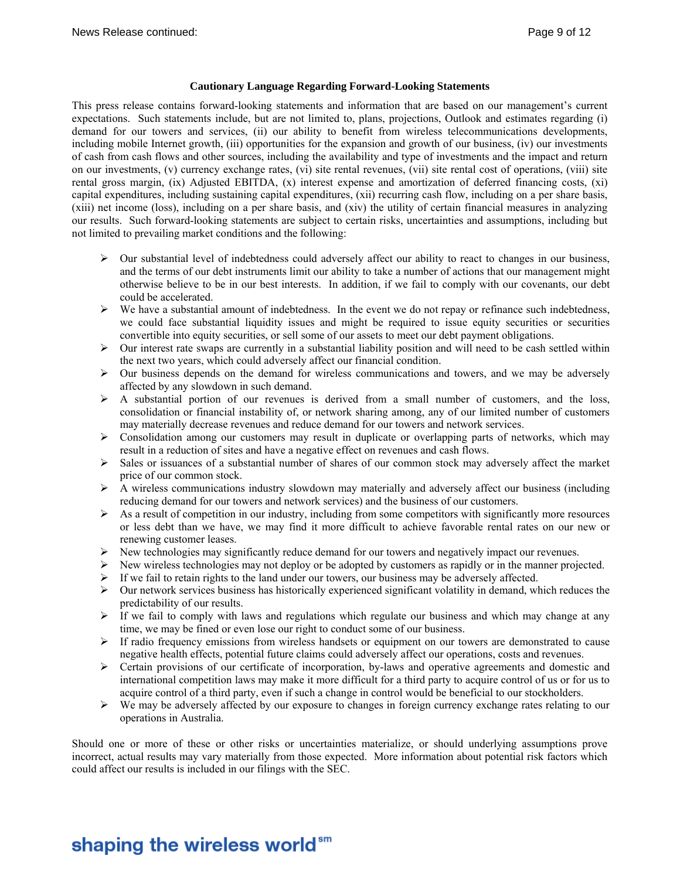**Cautionary Language Regarding Forward-Looking Statements**

This press release contains forward-looking statements and information that are based on our management's current expectations. Such statements include, but are not limited to, plans, projections, Outlook and estimates regarding (i) demand for our towers and services, (ii) our ability to benefit from wireless telecommunications developments, including mobile Internet growth, (iii) opportunities for the expansion and growth of our business, (iv) our investments of cash from cash flows and other sources, including the availability and type of investments and the impact and return on our investments, (v) currency exchange rates, (vi) site rental revenues, (vii) site rental cost of operations, (viii) site rental gross margin, (ix) Adjusted EBITDA, (x) interest expense and amortization of deferred financing costs, (xi) capital expenditures, including sustaining capital expenditures, (xii) recurring cash flow, including on a per share basis, (xiii) net income (loss), including on a per share basis, and (xiv) the utility of certain financial measures in analyzing our results. Such forward-looking statements are subject to certain risks, uncertainties and assumptions, including but not limited to prevailing market conditions and the following:

- Our substantial level of indebtedness could adversely affect our ability to react to changes in our business, and the terms of our debt instruments limit our ability to take a number of actions that our management might otherwise believe to be in our best interests. In addition, if we fail to comply with our covenants, our debt could be accelerated.
- We have a substantial amount of indebtedness. In the event we do not repay or refinance such indebtedness, we could face substantial liquidity issues and might be required to issue equity securities or securities convertible into equity securities, or sell some of our assets to meet our debt payment obligations.
- Our interest rate swaps are currently in a substantial liability position and will need to be cash settled within the next two years, which could adversely affect our financial condition.
- Our business depends on the demand for wireless communications and towers, and we may be adversely affected by any slowdown in such demand.
- A substantial portion of our revenues is derived from a small number of customers, and the loss, consolidation or financial instability of, or network sharing among, any of our limited number of customers may materially decrease revenues and reduce demand for our towers and network services.
- Consolidation among our customers may result in duplicate or overlapping parts of networks, which may result in a reduction of sites and have a negative effect on revenues and cash flows.
- Sales or issuances of a substantial number of shares of our common stock may adversely affect the market price of our common stock.
- A wireless communications industry slowdown may materially and adversely affect our business (including reducing demand for our towers and network services) and the business of our customers.
- As a result of competition in our industry, including from some competitors with significantly more resources or less debt than we have, we may find it more difficult to achieve favorable rental rates on our new or renewing customer leases.
- New technologies may significantly reduce demand for our towers and negatively impact our revenues.
- New wireless technologies may not deploy or be adopted by customers as rapidly or in the manner projected.
- If we fail to retain rights to the land under our towers, our business may be adversely affected.
- Our network services business has historically experienced significant volatility in demand, which reduces the predictability of our results.
- If we fail to comply with laws and regulations which regulate our business and which may change at any time, we may be fined or even lose our right to conduct some of our business.
- If radio frequency emissions from wireless handsets or equipment on our towers are demonstrated to cause negative health effects, potential future claims could adversely affect our operations, costs and revenues.
- Certain provisions of our certificate of incorporation, by-laws and operative agreements and domestic and international competition laws may make it more difficult for a third party to acquire control of us or for us to acquire control of a third party, even if such a change in control would be beneficial to our stockholders.
- We may be adversely affected by our exposure to changes in foreign currency exchange rates relating to our operations in Australia.

Should one or more of these or other risks or uncertainties materialize, or should underlying assumptions prove incorrect, actual results may vary materially from those expected. More information about potential risk factors which could affect our results is included in our filings with the SEC.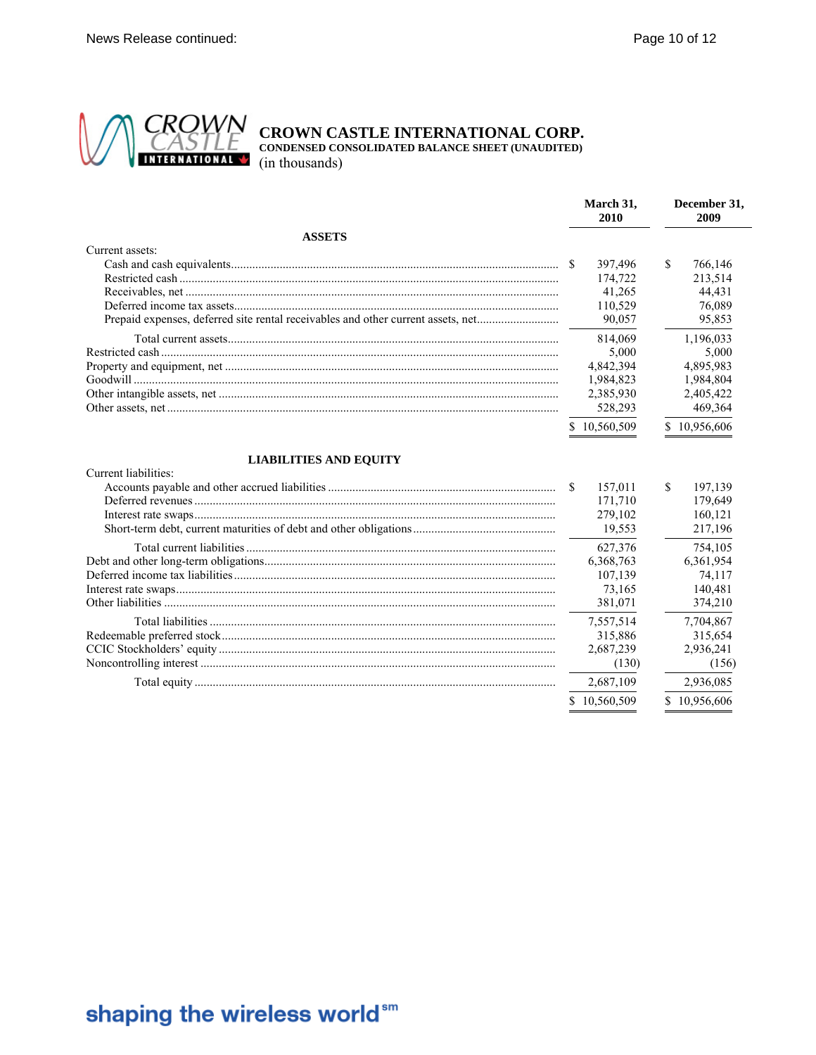# CROWN CASTLE INTERNATIONAL CORP.

**CONDENSED CONSOLIDATED BALANCE SHEET (UNAUDITED)**

(in thousands)

| | March 31, 2010 | December 31, 2009 |
|---|---|---|
| **ASSETS** | | |
| Current assets: | | |
| Cash and cash equivalents | $ 397,496 | $ 766,146 |
| Restricted cash | 174,722 | 213,514 |
| Receivables, net | 41,265 | 44,431 |
| Deferred income tax assets | 110,529 | 76,089 |
| Prepaid expenses, deferred site rental receivables and other current assets, net | 90,057 | 95,853 |
| Total current assets | 814,069 | 1,196,033 |
| Restricted cash | 5,000 | 5,000 |
| Property and equipment, net | 4,842,394 | 4,895,983 |
| Goodwill | 1,984,823 | 1,984,804 |
| Other intangible assets, net | 2,385,930 | 2,405,422 |
| Other assets, net | 528,293 | 469,364 |
| | $ 10,560,509 | $ 10,956,606 |
| **LIABILITIES AND EQUITY** | | |
| Current liabilities: | | |
| Accounts payable and other accrued liabilities | $ 157,011 | $ 197,139 |
| Deferred revenues | 171,710 | 179,649 |
| Interest rate swaps | 279,102 | 160,121 |
| Short-term debt, current maturities of debt and other obligations | 19,553 | 217,196 |
| Total current liabilities | 627,376 | 754,105 |
| Debt and other long-term obligations | 6,368,763 | 6,361,954 |
| Deferred income tax liabilities | 107,139 | 74,117 |
| Interest rate swaps | 73,165 | 140,481 |
| Other liabilities | 381,071 | 374,210 |
| Total liabilities | 7,557,514 | 7,704,867 |
| Redeemable preferred stock | 315,886 | 315,654 |
| CCIC Stockholders' equity | 2,687,239 | 2,936,241 |
| Noncontrolling interest | (130) | (156) |
| Total equity | 2,687,109 | 2,936,085 |
| | $ 10,560,509 | $ 10,956,606 |

shaping the wireless world[sm]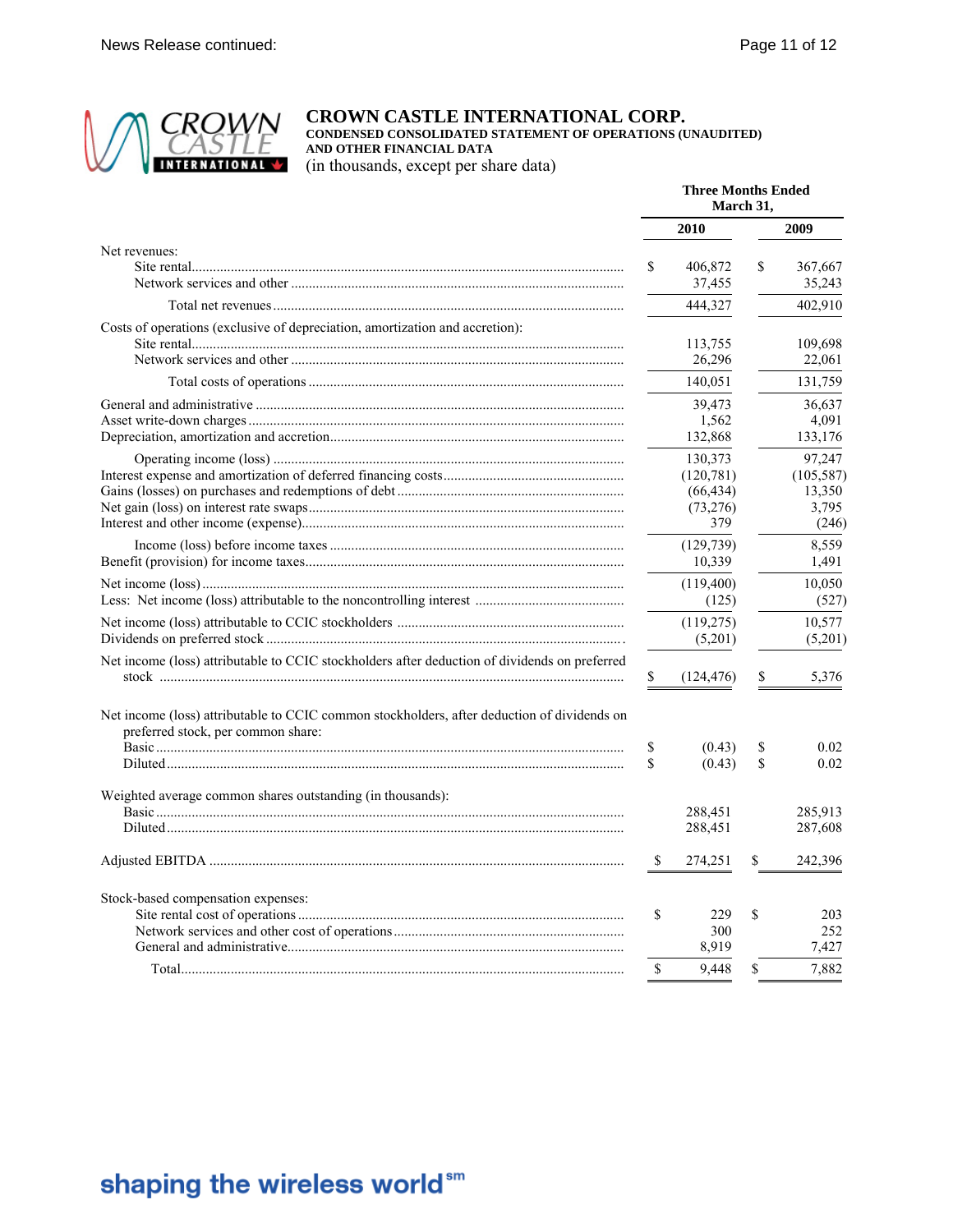# CROWN CASTLE INTERNATIONAL CORP.

**CONDENSED CONSOLIDATED STATEMENT OF OPERATIONS (UNAUDITED) AND OTHER FINANCIAL DATA**

(in thousands, except per share data)

| | Three Months Ended March 31, | |
|---|---|---|
| | 2010 | 2009 |
| **Net revenues:** | | |
| Site rental | $ 406,872 | $ 367,667 |
| Network services and other | 37,455 | 35,243 |
| Total net revenues | 444,327 | 402,910 |
| **Costs of operations (exclusive of depreciation, amortization and accretion):** | | |
| Site rental | 113,755 | 109,698 |
| Network services and other | 26,296 | 22,061 |
| Total costs of operations | 140,051 | 131,759 |
| General and administrative | 39,473 | 36,637 |
| Asset write-down charges | 1,562 | 4,091 |
| Depreciation, amortization and accretion | 132,868 | 133,176 |
| Operating income (loss) | 130,373 | 97,247 |
| Interest expense and amortization of deferred financing costs | (120,781) | (105,587) |
| Gains (losses) on purchases and redemptions of debt | (66,434) | 13,350 |
| Net gain (loss) on interest rate swaps | (73,276) | 3,795 |
| Interest and other income (expense) | 379 | (246) |
| Income (loss) before income taxes | (129,739) | 8,559 |
| Benefit (provision) for income taxes | 10,339 | 1,491 |
| Net income (loss) | (119,400) | 10,050 |
| Less: Net income (loss) attributable to the noncontrolling interest | (125) | (527) |
| Net income (loss) attributable to CCIC stockholders | (119,275) | 10,577 |
| Dividends on preferred stock | (5,201) | (5,201) |
| Net income (loss) attributable to CCIC stockholders after deduction of dividends on preferred stock | $ (124,476) | $ 5,376 |
| **Net income (loss) attributable to CCIC common stockholders, after deduction of dividends on preferred stock, per common share:** | | |
| Basic | $ (0.43) | $ 0.02 |
| Diluted | $ (0.43) | $ 0.02 |
| **Weighted average common shares outstanding (in thousands):** | | |
| Basic | 288,451 | 285,913 |
| Diluted | 288,451 | 287,608 |
| Adjusted EBITDA | $ 274,251 | $ 242,396 |
| **Stock-based compensation expenses:** | | |
| Site rental cost of operations | $ 229 | $ 203 |
| Network services and other cost of operations | 300 | 252 |
| General and administrative | 8,919 | 7,427 |
| Total | $ 9,448 | $ 7,882 |

shaping the wireless world[sm]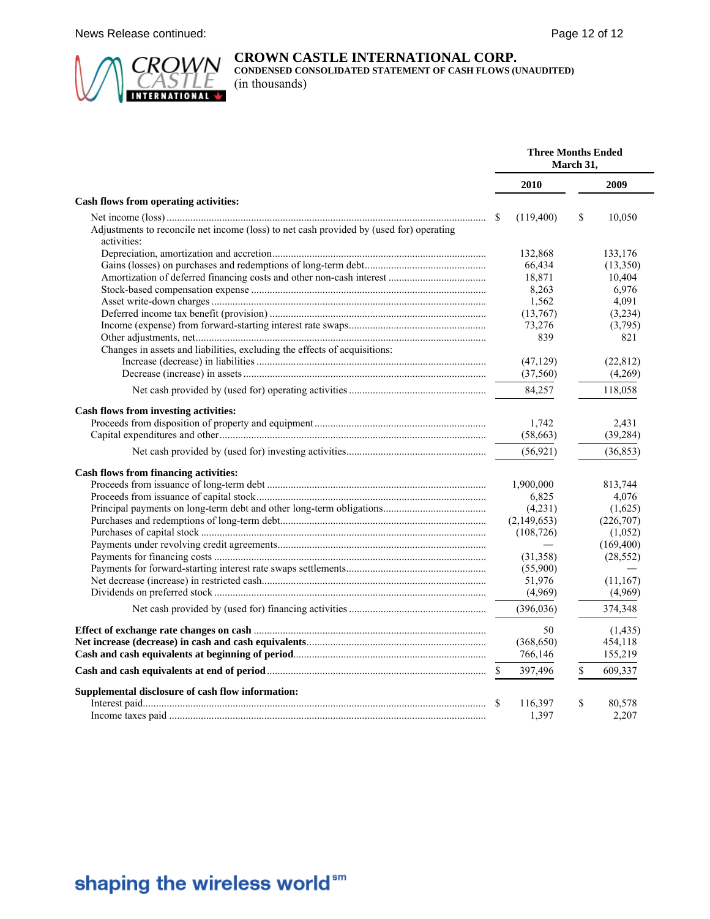# CROWN CASTLE INTERNATIONAL CORP.

**CONDENSED CONSOLIDATED STATEMENT OF CASH FLOWS (UNAUDITED)**

(in thousands)

| | Three Months Ended March 31, | |
|---|---|---|
| | **2010** | **2009** |
| **Cash flows from operating activities:** | | |
| Net income (loss) | $ (119,400) | $ 10,050 |
| Adjustments to reconcile net income (loss) to net cash provided by (used for) operating activities: | | |
| Depreciation, amortization and accretion | 132,868 | 133,176 |
| Gains (losses) on purchases and redemptions of long-term debt | 66,434 | (13,350) |
| Amortization of deferred financing costs and other non-cash interest | 18,871 | 10,404 |
| Stock-based compensation expense | 8,263 | 6,976 |
| Asset write-down charges | 1,562 | 4,091 |
| Deferred income tax benefit (provision) | (13,767) | (3,234) |
| Income (expense) from forward-starting interest rate swaps | 73,276 | (3,795) |
| Other adjustments, net | 839 | 821 |
| Changes in assets and liabilities, excluding the effects of acquisitions: | | |
| Increase (decrease) in liabilities | (47,129) | (22,812) |
| Decrease (increase) in assets | (37,560) | (4,269) |
| Net cash provided by (used for) operating activities | 84,257 | 118,058 |
| **Cash flows from investing activities:** | | |
| Proceeds from disposition of property and equipment | 1,742 | 2,431 |
| Capital expenditures and other | (58,663) | (39,284) |
| Net cash provided by (used for) investing activities | (56,921) | (36,853) |
| **Cash flows from financing activities:** | | |
| Proceeds from issuance of long-term debt | 1,900,000 | 813,744 |
| Proceeds from issuance of capital stock | 6,825 | 4,076 |
| Principal payments on long-term debt and other long-term obligations | (4,231) | (1,625) |
| Purchases and redemptions of long-term debt | (2,149,653) | (226,707) |
| Purchases of capital stock | (108,726) | (1,052) |
| Payments under revolving credit agreements | — | (169,400) |
| Payments for financing costs | (31,358) | (28,552) |
| Payments for forward-starting interest rate swaps settlements | (55,900) | — |
| Net decrease (increase) in restricted cash | 51,976 | (11,167) |
| Dividends on preferred stock | (4,969) | (4,969) |
| Net cash provided by (used for) financing activities | (396,036) | 374,348 |
| **Effect of exchange rate changes on cash** | 50 | (1,435) |
| **Net increase (decrease) in cash and cash equivalents** | (368,650) | 454,118 |
| **Cash and cash equivalents at beginning of period** | 766,146 | 155,219 |
| **Cash and cash equivalents at end of period** | $ 397,496 | $ 609,337 |
| **Supplemental disclosure of cash flow information:** | | |
| Interest paid | $ 116,397 | $ 80,578 |
| Income taxes paid | 1,397 | 2,207 |

**shaping the wireless world**sm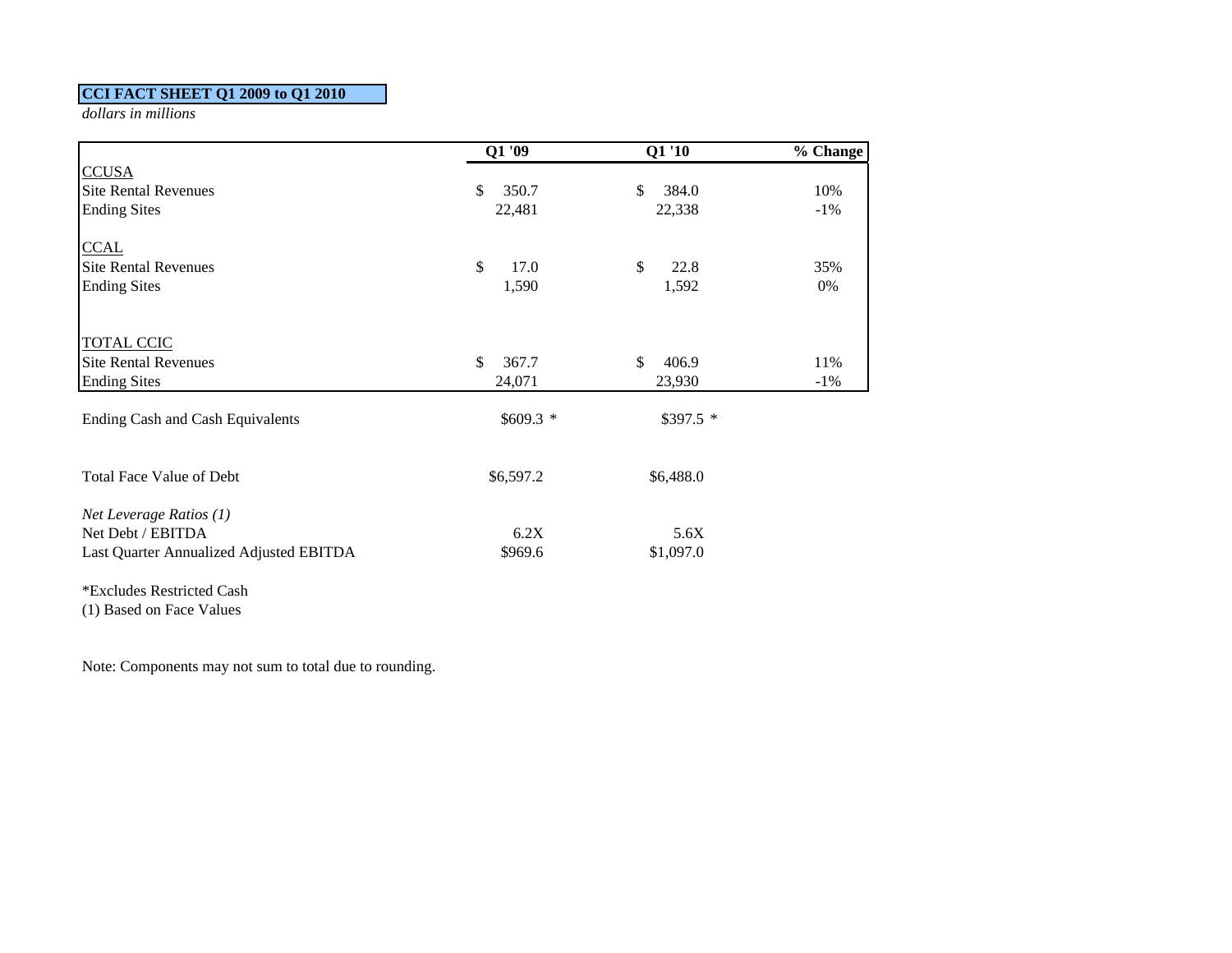**CCI FACT SHEET Q1 2009 to Q1 2010**

*dollars in millions*

| | Q1 '09 | Q1 '10 | % Change |
|---|---|---|---|
| CCUSA | | | |
| Site Rental Revenues | $ 350.7 | $ 384.0 | 10% |
| Ending Sites | 22,481 | 22,338 | -1% |
| CCAL | | | |
| Site Rental Revenues | $ 17.0 | $ 22.8 | 35% |
| Ending Sites | 1,590 | 1,592 | 0% |
| TOTAL CCIC | | | |
| Site Rental Revenues | $ 367.7 | $ 406.9 | 11% |
| Ending Sites | 24,071 | 23,930 | -1% |
| Ending Cash and Cash Equivalents | $609.3 * | $397.5 * | |
| Total Face Value of Debt | $6,597.2 | $6,488.0 | |
| *Net Leverage Ratios (1)* | | | |
| Net Debt / EBITDA | 6.2X | 5.6X | |
| Last Quarter Annualized Adjusted EBITDA | $969.6 | $1,097.0 | |

*Excludes Restricted Cash

(1) Based on Face Values

Note: Components may not sum to total due to rounding.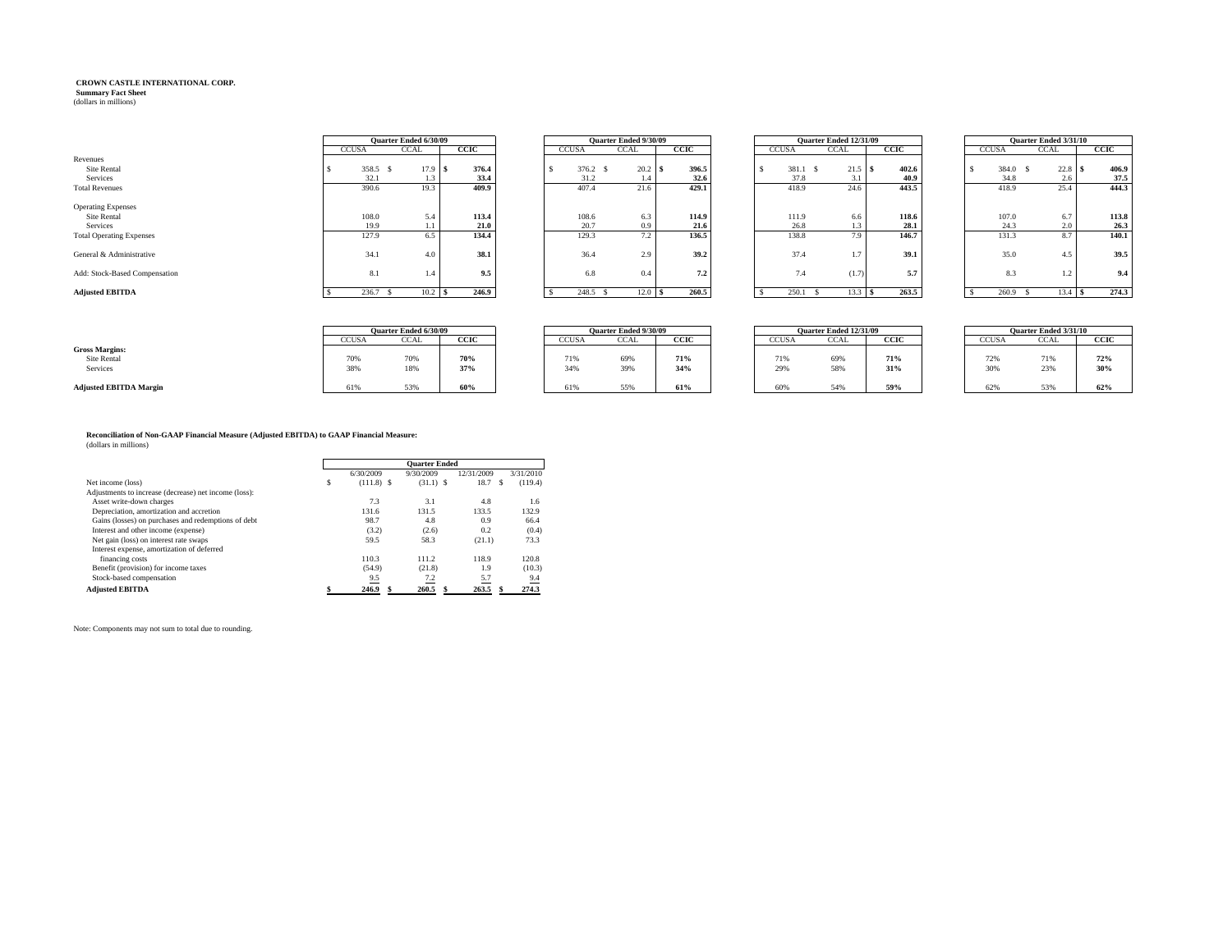**CROWN CASTLE INTERNATIONAL CORP.**
**Summary Fact Sheet**
(dollars in millions)

| | Quarter Ended 6/30/09 | | | Quarter Ended 9/30/09 | | | Quarter Ended 12/31/09 | | | Quarter Ended 3/31/10 | | |
|---|---|---|---|---|---|---|---|---|---|---|---|---|
| | CCUSA | CCAL | **CCIC** | CCUSA | CCAL | **CCIC** | CCUSA | CCAL | **CCIC** | CCUSA | CCAL | **CCIC** |
| Revenues | | | | | | | | | | | | |
| Site Rental | $ 358.5 | $ 17.9 | **$ 376.4** | $ 376.2 | $ 20.2 | **$ 396.5** | $ 381.1 | $ 21.5 | **$ 402.6** | $ 384.0 | $ 22.8 | **$ 406.9** |
| Services | 32.1 | 1.3 | **33.4** | 31.2 | 1.4 | **32.6** | 37.8 | 3.1 | **40.9** | 34.8 | 2.6 | **37.5** |
| Total Revenues | 390.6 | 19.3 | **409.9** | 407.4 | 21.6 | **429.1** | 418.9 | 24.6 | **443.5** | 418.9 | 25.4 | **444.3** |
| Operating Expenses | | | | | | | | | | | | |
| Site Rental | 108.0 | 5.4 | **113.4** | 108.6 | 6.3 | **114.9** | 111.9 | 6.6 | **118.6** | 107.0 | 6.7 | **113.8** |
| Services | 19.9 | 1.1 | **21.0** | 20.7 | 0.9 | **21.6** | 26.8 | 1.3 | **28.1** | 24.3 | 2.0 | **26.3** |
| Total Operating Expenses | 127.9 | 6.5 | **134.4** | 129.3 | 7.2 | **136.5** | 138.8 | 7.9 | **146.7** | 131.3 | 8.7 | **140.1** |
| General & Administrative | 34.1 | 4.0 | **38.1** | 36.4 | 2.9 | **39.2** | 37.4 | 1.7 | **39.1** | 35.0 | 4.5 | **39.5** |
| Add: Stock-Based Compensation | 8.1 | 1.4 | **9.5** | 6.8 | 0.4 | **7.2** | 7.4 | (1.7) | **5.7** | 8.3 | 1.2 | **9.4** |
| **Adjusted EBITDA** | $ 236.7 | $ 10.2 | **$ 246.9** | $ 248.5 | $ 12.0 | **$ 260.5** | $ 250.1 | $ 13.3 | **$ 263.5** | $ 260.9 | $ 13.4 | **$ 274.3** |

| | Quarter Ended 6/30/09 | | | Quarter Ended 9/30/09 | | | Quarter Ended 12/31/09 | | | Quarter Ended 3/31/10 | | |
|---|---|---|---|---|---|---|---|---|---|---|---|---|
| | CCUSA | CCAL | **CCIC** | CCUSA | CCAL | **CCIC** | CCUSA | CCAL | **CCIC** | CCUSA | CCAL | **CCIC** |
| **Gross Margins:** | | | | | | | | | | | | |
| Site Rental | 70% | 70% | **70%** | 71% | 69% | **71%** | 71% | 69% | **71%** | 72% | 71% | **72%** |
| Services | 38% | 18% | **37%** | 34% | 39% | **34%** | 29% | 58% | **31%** | 30% | 23% | **30%** |
| **Adjusted EBITDA Margin** | 61% | 53% | **60%** | 61% | 55% | **61%** | 60% | 54% | **59%** | 62% | 53% | **62%** |

**Reconciliation of Non-GAAP Financial Measure (Adjusted EBITDA) to GAAP Financial Measure:**
(dollars in millions)

| | Quarter Ended | | | |
|---|---|---|---|---|
| | 6/30/2009 | 9/30/2009 | 12/31/2009 | 3/31/2010 |
| Net income (loss) | $ (111.8) | $ (31.1) | $ 18.7 | $ (119.4) |
| Adjustments to increase (decrease) net income (loss): | | | | |
| Asset write-down charges | 7.3 | 3.1 | 4.8 | 1.6 |
| Depreciation, amortization and accretion | 131.6 | 131.5 | 133.5 | 132.9 |
| Gains (losses) on purchases and redemptions of debt | 98.7 | 4.8 | 0.9 | 66.4 |
| Interest and other income (expense) | (3.2) | (2.6) | 0.2 | (0.4) |
| Net gain (loss) on interest rate swaps | 59.5 | 58.3 | (21.1) | 73.3 |
| Interest expense, amortization of deferred financing costs | 110.3 | 111.2 | 118.9 | 120.8 |
| Benefit (provision) for income taxes | (54.9) | (21.8) | 1.9 | (10.3) |
| Stock-based compensation | 9.5 | 7.2 | 5.7 | 9.4 |
| **Adjusted EBITDA** | **$ 246.9** | **$ 260.5** | **$ 263.5** | **$ 274.3** |

Note: Components may not sum to total due to rounding.